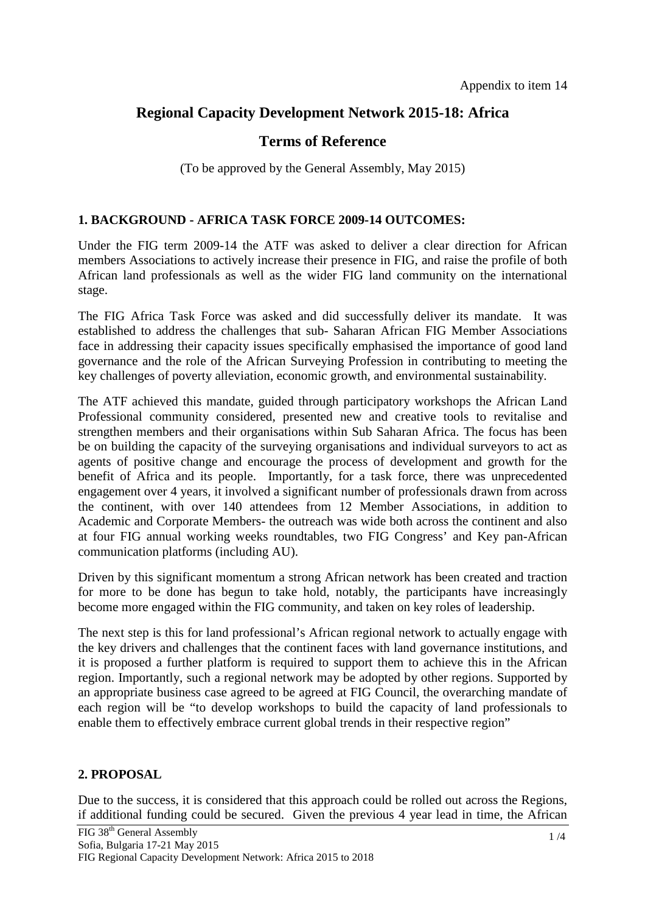Appendix to item 14

# Regional Capacity Development Network 2015-18: Africa

## Terms of Reference

(To be approved by the General Assembly, May 2015)

### 1. BACKGROUND - AFRICA TASK FORCE 2009-14 OUTCOMES:

Under the FIG term 2009-14 the ATF was asked to deliver a clear direction for African members Associations to actively increase their presence in FIG, and raise the profile of both African land professionals as well as the wider FIG land community on the international stage.

The FIG Africa Task Force was asked and did successfully deliver its mandate. It was established to address the challenges that sub- Saharan African FIG Member Associations face in addressing their capacity issues specifically emphasised the importance of good land governance and the role of the African Surveying Profession in contributing to meeting the key challenges of poverty alleviation, economic growth, and environmental sustainability.

The ATF achieved this mandate, guided through participatory workshops the African Land Professional community considered, presented new and creative tools to revitalise and strengthen members and their organisations within Sub Saharan Africa. The focus has been be on building the capacity of the surveying organisations and individual surveyors to act as agents of positive change and encourage the process of development and growth for the benefit of Africa and its people. Importantly, for a task force, there was unprecedented engagement over 4 years, it involved a significant number of professionals drawn from across the continent, with over 140 attendees from 12 Member Associations, in addition to Academic and Corporate Members- the outreach was wide both across the continent and also at four FIG annual working weeks roundtables, two FIG Congress' and Key pan-African communication platforms (including AU).

Driven by this significant momentum a strong African network has been created and traction for more to be done has begun to take hold, notably, the participants have increasingly become more engaged within the FIG community, and taken on key roles of leadership.

The next step is this for land professional's African regional network to actually engage with the key drivers and challenges that the continent faces with land governance institutions, and it is proposed a further platform is required to support them to achieve this in the African region. Importantly, such a regional network may be adopted by other regions. Supported by an appropriate business case agreed to be agreed at FIG Council, the overarching mandate of each region will be "to develop workshops to build the capacity of land professionals to enable them to effectively embrace current global trends in their respective region"

### 2. PROPOSAL

Due to the success, it is considered that this approach could be rolled out across the Regions, if additional funding could be secured. Given the previous 4 year lead in time, the African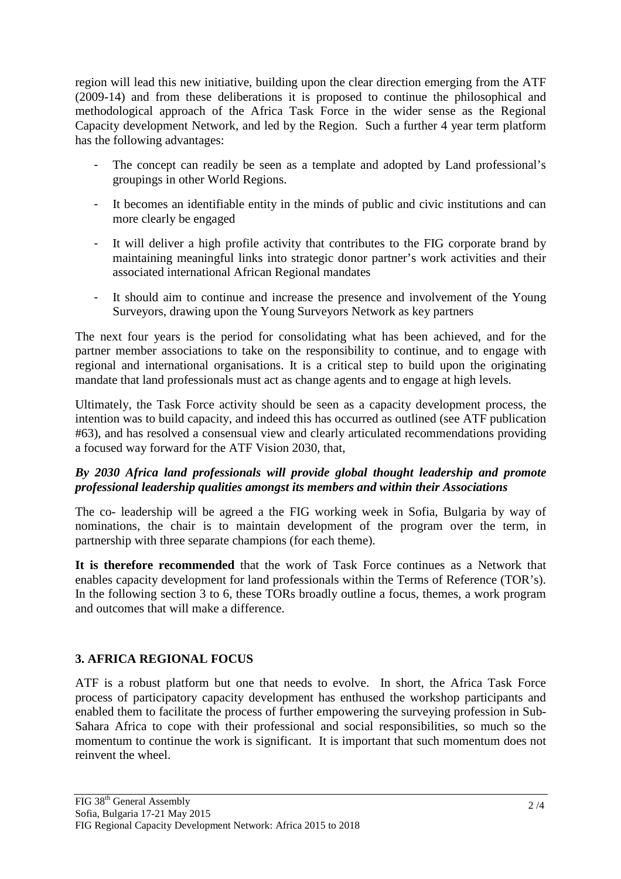region will lead this new initiative, building upon the clear direction emerging from the ATF (2009-14) and from these deliberations it is proposed to continue the philosophical and methodological approach of the Africa Task Force in the wider sense as the Regional Capacity development Network, and led by the Region. Such a further 4 year term platform has the following advantages:

- The concept can readily be seen as a template and adopted by Land professional's groupings in other World Regions.
- It becomes an identifiable entity in the minds of public and civic institutions and can more clearly be engaged
- It will deliver a high profile activity that contributes to the FIG corporate brand by maintaining meaningful links into strategic donor partner's work activities and their associated international African Regional mandates
- It should aim to continue and increase the presence and involvement of the Young Surveyors, drawing upon the Young Surveyors Network as key partners

The next four years is the period for consolidating what has been achieved, and for the partner member associations to take on the responsibility to continue, and to engage with regional and international organisations. It is a critical step to build upon the originating mandate that land professionals must act as change agents and to engage at high levels.

Ultimately, the Task Force activity should be seen as a capacity development process, the intention was to build capacity, and indeed this has occurred as outlined (see ATF publication #63), and has resolved a consensual view and clearly articulated recommendations providing a focused way forward for the ATF Vision 2030, that,

***By 2030 Africa land professionals will provide global thought leadership and promote professional leadership qualities amongst its members and within their Associations***

The co- leadership will be agreed a the FIG working week in Sofia, Bulgaria by way of nominations, the chair is to maintain development of the program over the term, in partnership with three separate champions (for each theme).

**It is therefore recommended** that the work of Task Force continues as a Network that enables capacity development for land professionals within the Terms of Reference (TOR's). In the following section 3 to 6, these TORs broadly outline a focus, themes, a work program and outcomes that will make a difference.

## 3. AFRICA REGIONAL FOCUS

ATF is a robust platform but one that needs to evolve. In short, the Africa Task Force process of participatory capacity development has enthused the workshop participants and enabled them to facilitate the process of further empowering the surveying profession in Sub-Sahara Africa to cope with their professional and social responsibilities, so much so the momentum to continue the work is significant. It is important that such momentum does not reinvent the wheel.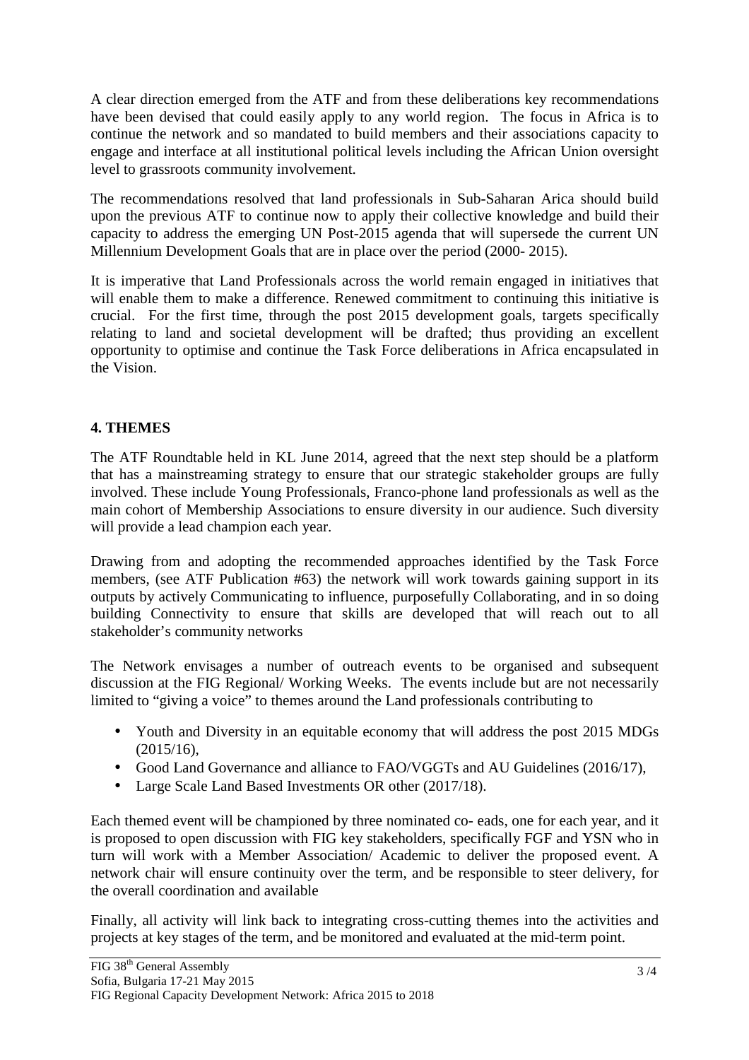A clear direction emerged from the ATF and from these deliberations key recommendations have been devised that could easily apply to any world region. The focus in Africa is to continue the network and so mandated to build members and their associations capacity to engage and interface at all institutional political levels including the African Union oversight level to grassroots community involvement.

The recommendations resolved that land professionals in Sub-Saharan Arica should build upon the previous ATF to continue now to apply their collective knowledge and build their capacity to address the emerging UN Post-2015 agenda that will supersede the current UN Millennium Development Goals that are in place over the period (2000- 2015).

It is imperative that Land Professionals across the world remain engaged in initiatives that will enable them to make a difference. Renewed commitment to continuing this initiative is crucial. For the first time, through the post 2015 development goals, targets specifically relating to land and societal development will be drafted; thus providing an excellent opportunity to optimise and continue the Task Force deliberations in Africa encapsulated in the Vision.

## 4. THEMES

The ATF Roundtable held in KL June 2014, agreed that the next step should be a platform that has a mainstreaming strategy to ensure that our strategic stakeholder groups are fully involved. These include Young Professionals, Franco-phone land professionals as well as the main cohort of Membership Associations to ensure diversity in our audience. Such diversity will provide a lead champion each year.

Drawing from and adopting the recommended approaches identified by the Task Force members, (see ATF Publication #63) the network will work towards gaining support in its outputs by actively Communicating to influence, purposefully Collaborating, and in so doing building Connectivity to ensure that skills are developed that will reach out to all stakeholder's community networks

The Network envisages a number of outreach events to be organised and subsequent discussion at the FIG Regional/ Working Weeks. The events include but are not necessarily limited to "giving a voice" to themes around the Land professionals contributing to

- Youth and Diversity in an equitable economy that will address the post 2015 MDGs (2015/16),
- Good Land Governance and alliance to FAO/VGGTs and AU Guidelines (2016/17),
- Large Scale Land Based Investments OR other (2017/18).

Each themed event will be championed by three nominated co- eads, one for each year, and it is proposed to open discussion with FIG key stakeholders, specifically FGF and YSN who in turn will work with a Member Association/ Academic to deliver the proposed event. A network chair will ensure continuity over the term, and be responsible to steer delivery, for the overall coordination and available

Finally, all activity will link back to integrating cross-cutting themes into the activities and projects at key stages of the term, and be monitored and evaluated at the mid-term point.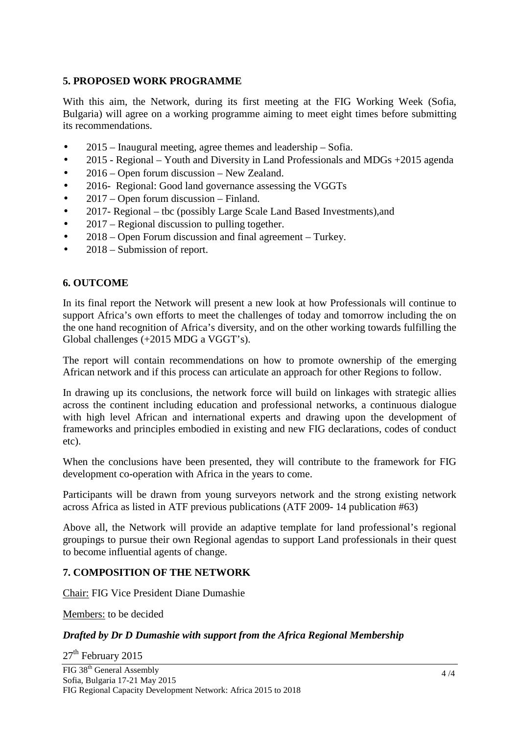## 5. PROPOSED WORK PROGRAMME

With this aim, the Network, during its first meeting at the FIG Working Week (Sofia, Bulgaria) will agree on a working programme aiming to meet eight times before submitting its recommendations.

- 2015 – Inaugural meeting, agree themes and leadership – Sofia.
- 2015 - Regional – Youth and Diversity in Land Professionals and MDGs +2015 agenda
- 2016 – Open forum discussion – New Zealand.
- 2016- Regional: Good land governance assessing the VGGTs
- 2017 – Open forum discussion – Finland.
- 2017- Regional – tbc (possibly Large Scale Land Based Investments),and
- 2017 – Regional discussion to pulling together.
- 2018 – Open Forum discussion and final agreement – Turkey.
- 2018 – Submission of report.

## 6. OUTCOME

In its final report the Network will present a new look at how Professionals will continue to support Africa's own efforts to meet the challenges of today and tomorrow including the on the one hand recognition of Africa's diversity, and on the other working towards fulfilling the Global challenges (+2015 MDG a VGGT's).

The report will contain recommendations on how to promote ownership of the emerging African network and if this process can articulate an approach for other Regions to follow.

In drawing up its conclusions, the network force will build on linkages with strategic allies across the continent including education and professional networks, a continuous dialogue with high level African and international experts and drawing upon the development of frameworks and principles embodied in existing and new FIG declarations, codes of conduct etc).

When the conclusions have been presented, they will contribute to the framework for FIG development co-operation with Africa in the years to come.

Participants will be drawn from young surveyors network and the strong existing network across Africa as listed in ATF previous publications (ATF 2009- 14 publication #63)

Above all, the Network will provide an adaptive template for land professional's regional groupings to pursue their own Regional agendas to support Land professionals in their quest to become influential agents of change.

## 7. COMPOSITION OF THE NETWORK

Chair: FIG Vice President Diane Dumashie

Members: to be decided

***Drafted by Dr D Dumashie with support from the Africa Regional Membership***

27th February 2015